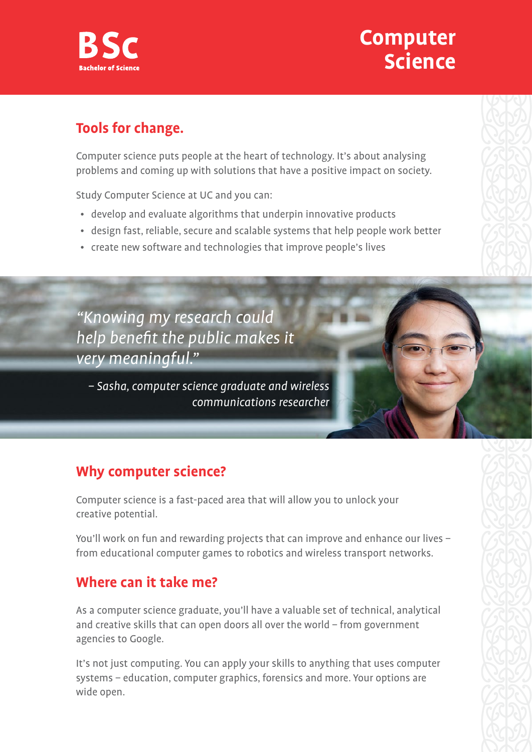**BSc**
**Bachelor of Science**

# Computer Science

## Tools for change.

Computer science puts people at the heart of technology. It's about analysing problems and coming up with solutions that have a positive impact on society.

Study Computer Science at UC and you can:

- develop and evaluate algorithms that underpin innovative products
- design fast, reliable, secure and scalable systems that help people work better
- create new software and technologies that improve people's lives

*"Knowing my research could help benefit the public makes it very meaningful."*

*– Sasha, computer science graduate and wireless communications researcher*

## Why computer science?

Computer science is a fast-paced area that will allow you to unlock your creative potential.

You'll work on fun and rewarding projects that can improve and enhance our lives – from educational computer games to robotics and wireless transport networks.

## Where can it take me?

As a computer science graduate, you'll have a valuable set of technical, analytical and creative skills that can open doors all over the world – from government agencies to Google.

It's not just computing. You can apply your skills to anything that uses computer systems – education, computer graphics, forensics and more. Your options are wide open.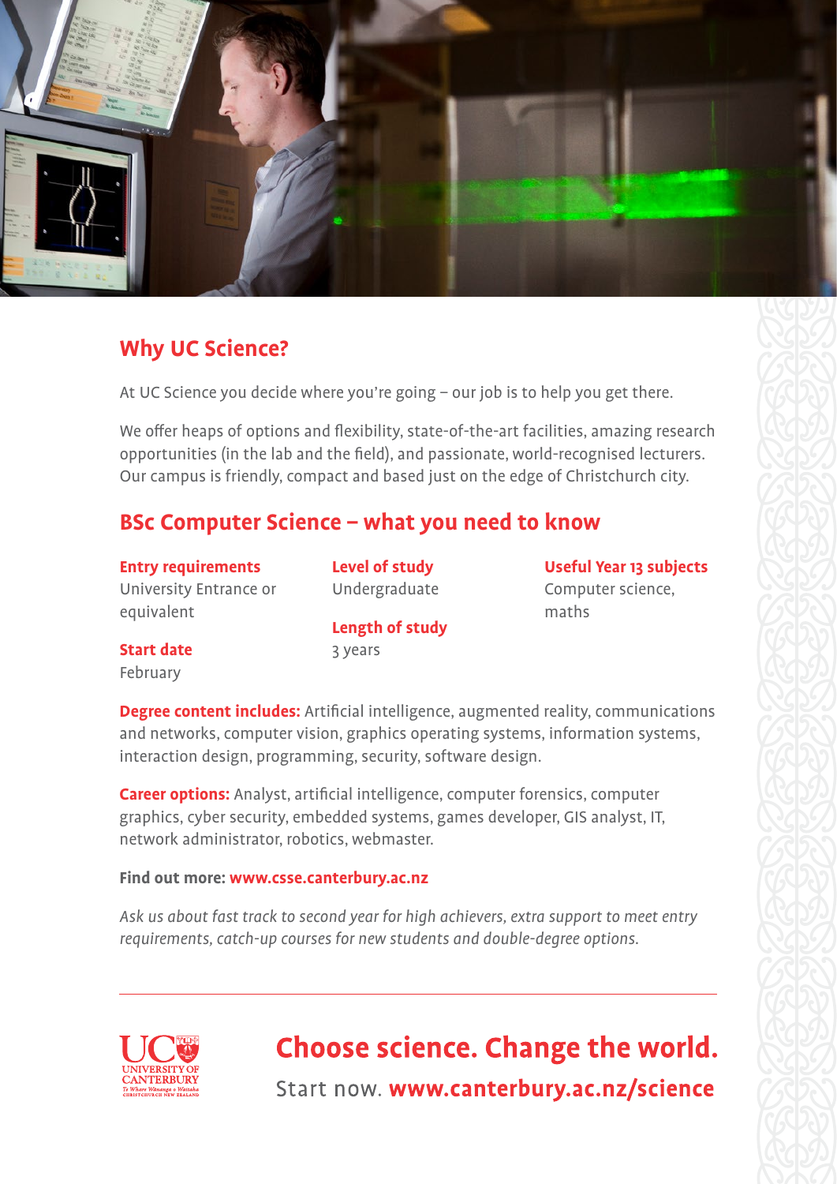## Why UC Science?

At UC Science you decide where you're going – our job is to help you get there.

We offer heaps of options and flexibility, state-of-the-art facilities, amazing research opportunities (in the lab and the field), and passionate, world-recognised lecturers. Our campus is friendly, compact and based just on the edge of Christchurch city.

## BSc Computer Science – what you need to know

**Entry requirements**
University Entrance or equivalent

**Start date**
February

**Level of study**
Undergraduate

**Length of study**
3 years

**Useful Year 13 subjects**
Computer science, maths

**Degree content includes:** Artificial intelligence, augmented reality, communications and networks, computer vision, graphics operating systems, information systems, interaction design, programming, security, software design.

**Career options:** Analyst, artificial intelligence, computer forensics, computer graphics, cyber security, embedded systems, games developer, GIS analyst, IT, network administrator, robotics, webmaster.

**Find out more:** www.csse.canterbury.ac.nz

*Ask us about fast track to second year for high achievers, extra support to meet entry requirements, catch-up courses for new students and double-degree options.*

---

UC UNIVERSITY OF CANTERBURY
Te Whare Wānanga o Waitaha
CHRISTCHURCH NEW ZEALAND

**Choose science. Change the world.**

Start now. **www.canterbury.ac.nz/science**